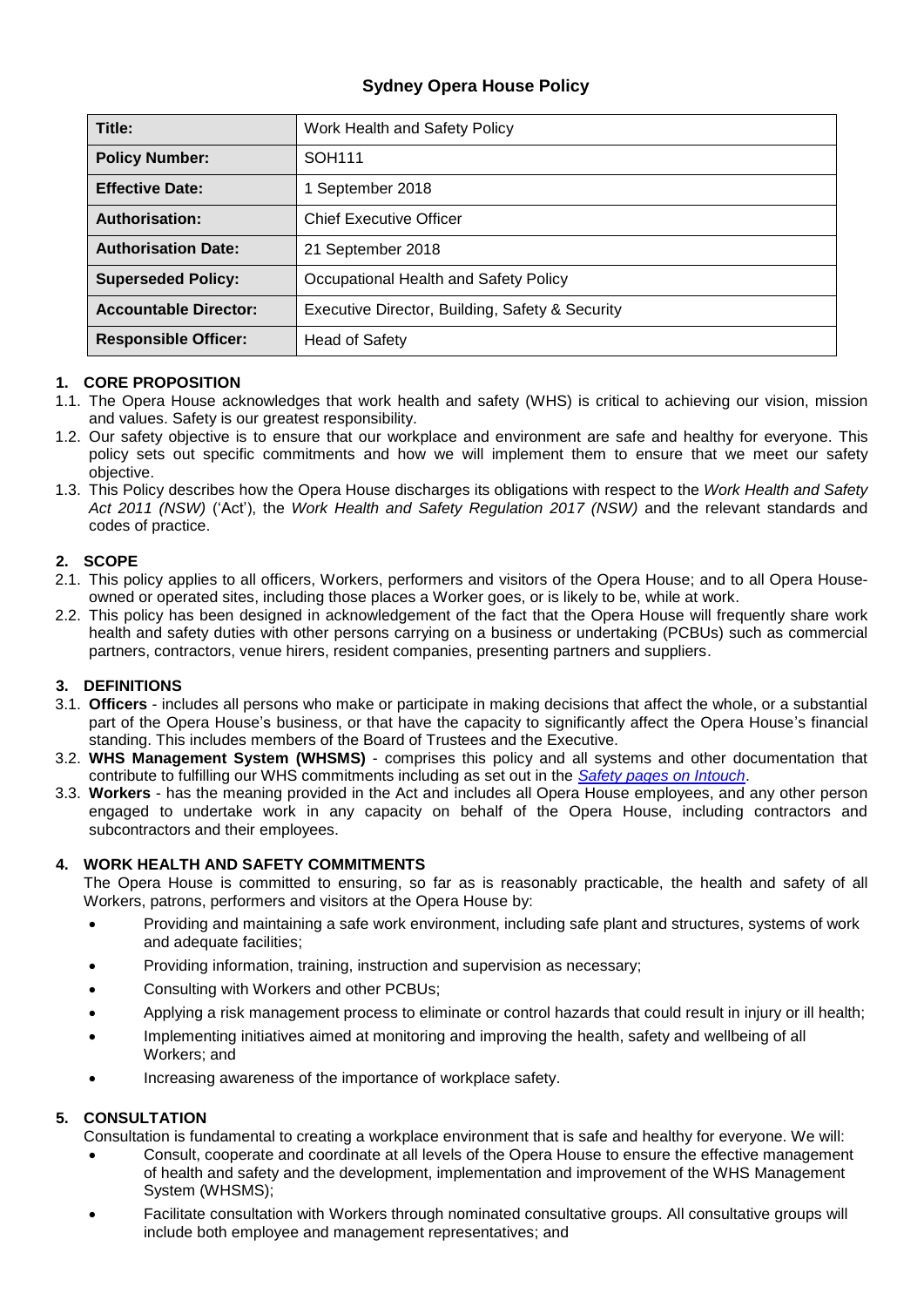# Sydney Opera House Policy

| Title: | Work Health and Safety Policy |
|---|---|
| **Policy Number:** | SOH111 |
| **Effective Date:** | 1 September 2018 |
| **Authorisation:** | Chief Executive Officer |
| **Authorisation Date:** | 21 September 2018 |
| **Superseded Policy:** | Occupational Health and Safety Policy |
| **Accountable Director:** | Executive Director, Building, Safety & Security |
| **Responsible Officer:** | Head of Safety |

## 1. CORE PROPOSITION

1.1. The Opera House acknowledges that work health and safety (WHS) is critical to achieving our vision, mission and values. Safety is our greatest responsibility.

1.2. Our safety objective is to ensure that our workplace and environment are safe and healthy for everyone. This policy sets out specific commitments and how we will implement them to ensure that we meet our safety objective.

1.3. This Policy describes how the Opera House discharges its obligations with respect to the *Work Health and Safety Act 2011 (NSW)* ('Act'), the *Work Health and Safety Regulation 2017 (NSW)* and the relevant standards and codes of practice.

## 2. SCOPE

2.1. This policy applies to all officers, Workers, performers and visitors of the Opera House; and to all Opera House-owned or operated sites, including those places a Worker goes, or is likely to be, while at work.

2.2. This policy has been designed in acknowledgement of the fact that the Opera House will frequently share work health and safety duties with other persons carrying on a business or undertaking (PCBUs) such as commercial partners, contractors, venue hirers, resident companies, presenting partners and suppliers.

## 3. DEFINITIONS

3.1. **Officers** - includes all persons who make or participate in making decisions that affect the whole, or a substantial part of the Opera House's business, or that have the capacity to significantly affect the Opera House's financial standing. This includes members of the Board of Trustees and the Executive.

3.2. **WHS Management System (WHSMS)** - comprises this policy and all systems and other documentation that contribute to fulfilling our WHS commitments including as set out in the *Safety pages on Intouch*.

3.3. **Workers** - has the meaning provided in the Act and includes all Opera House employees, and any other person engaged to undertake work in any capacity on behalf of the Opera House, including contractors and subcontractors and their employees.

## 4. WORK HEALTH AND SAFETY COMMITMENTS

The Opera House is committed to ensuring, so far as is reasonably practicable, the health and safety of all Workers, patrons, performers and visitors at the Opera House by:

- Providing and maintaining a safe work environment, including safe plant and structures, systems of work and adequate facilities;
- Providing information, training, instruction and supervision as necessary;
- Consulting with Workers and other PCBUs;
- Applying a risk management process to eliminate or control hazards that could result in injury or ill health;
- Implementing initiatives aimed at monitoring and improving the health, safety and wellbeing of all Workers; and
- Increasing awareness of the importance of workplace safety.

## 5. CONSULTATION

Consultation is fundamental to creating a workplace environment that is safe and healthy for everyone. We will:

- Consult, cooperate and coordinate at all levels of the Opera House to ensure the effective management of health and safety and the development, implementation and improvement of the WHS Management System (WHSMS);
- Facilitate consultation with Workers through nominated consultative groups. All consultative groups will include both employee and management representatives; and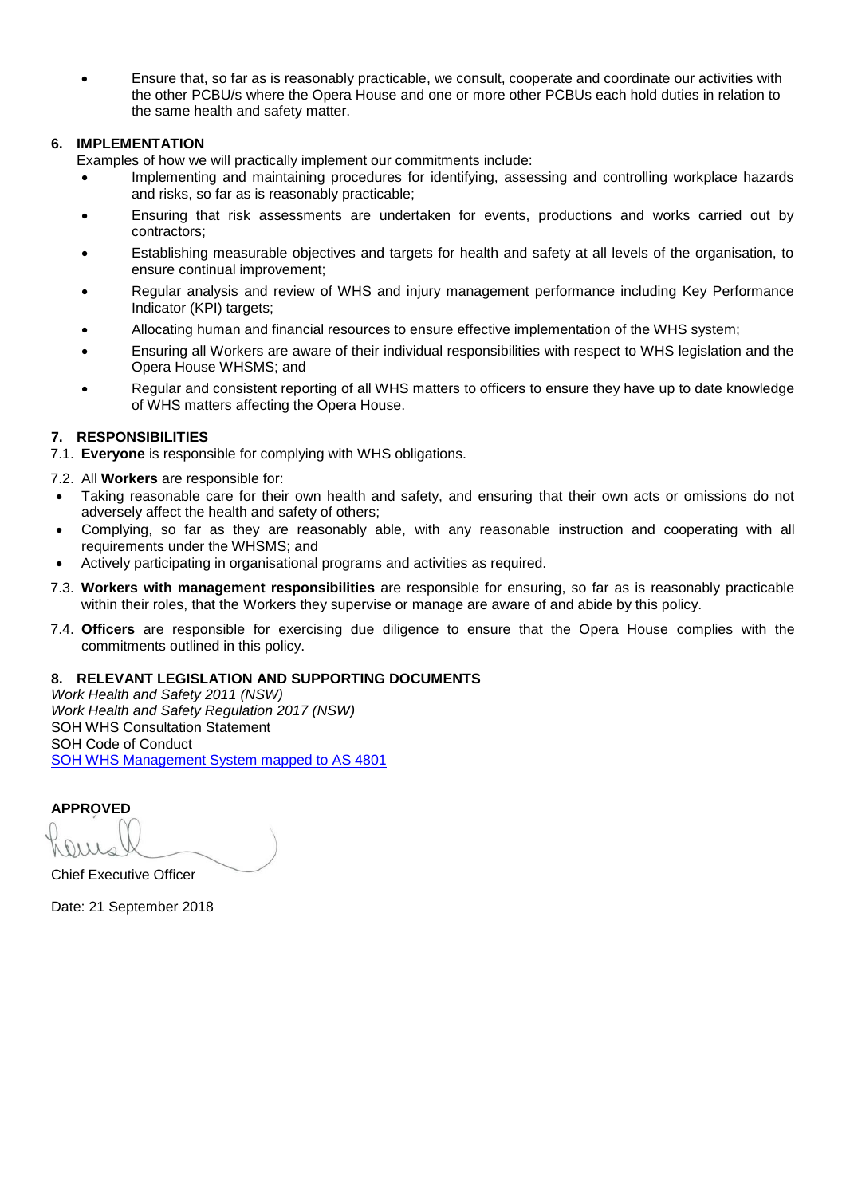- Ensure that, so far as is reasonably practicable, we consult, cooperate and coordinate our activities with the other PCBU/s where the Opera House and one or more other PCBUs each hold duties in relation to the same health and safety matter.

## 6. IMPLEMENTATION

Examples of how we will practically implement our commitments include:

- Implementing and maintaining procedures for identifying, assessing and controlling workplace hazards and risks, so far as is reasonably practicable;
- Ensuring that risk assessments are undertaken for events, productions and works carried out by contractors;
- Establishing measurable objectives and targets for health and safety at all levels of the organisation, to ensure continual improvement;
- Regular analysis and review of WHS and injury management performance including Key Performance Indicator (KPI) targets;
- Allocating human and financial resources to ensure effective implementation of the WHS system;
- Ensuring all Workers are aware of their individual responsibilities with respect to WHS legislation and the Opera House WHSMS; and
- Regular and consistent reporting of all WHS matters to officers to ensure they have up to date knowledge of WHS matters affecting the Opera House.

## 7. RESPONSIBILITIES

7.1. **Everyone** is responsible for complying with WHS obligations.

7.2. All **Workers** are responsible for:

- Taking reasonable care for their own health and safety, and ensuring that their own acts or omissions do not adversely affect the health and safety of others;
- Complying, so far as they are reasonably able, with any reasonable instruction and cooperating with all requirements under the WHSMS; and
- Actively participating in organisational programs and activities as required.

7.3. **Workers with management responsibilities** are responsible for ensuring, so far as is reasonably practicable within their roles, that the Workers they supervise or manage are aware of and abide by this policy.

7.4. **Officers** are responsible for exercising due diligence to ensure that the Opera House complies with the commitments outlined in this policy.

## 8. RELEVANT LEGISLATION AND SUPPORTING DOCUMENTS

*Work Health and Safety 2011 (NSW)*
*Work Health and Safety Regulation 2017 (NSW)*
SOH WHS Consultation Statement
SOH Code of Conduct
SOH WHS Management System mapped to AS 4801

**APPROVED**

Chief Executive Officer

Date: 21 September 2018